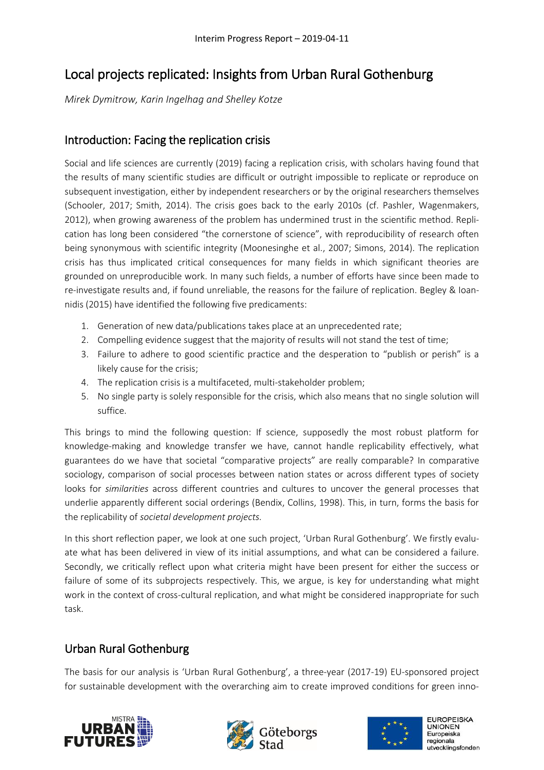Interim Progress Report – 2019-04-11

# Local projects replicated: Insights from Urban Rural Gothenburg

*Mirek Dymitrow, Karin Ingelhag and Shelley Kotze*

## Introduction: Facing the replication crisis

Social and life sciences are currently (2019) facing a replication crisis, with scholars having found that the results of many scientific studies are difficult or outright impossible to replicate or reproduce on subsequent investigation, either by independent researchers or by the original researchers themselves (Schooler, 2017; Smith, 2014). The crisis goes back to the early 2010s (cf. Pashler, Wagenmakers, 2012), when growing awareness of the problem has undermined trust in the scientific method. Replication has long been considered "the cornerstone of science", with reproducibility of research often being synonymous with scientific integrity (Moonesinghe et al., 2007; Simons, 2014). The replication crisis has thus implicated critical consequences for many fields in which significant theories are grounded on unreproducible work. In many such fields, a number of efforts have since been made to re-investigate results and, if found unreliable, the reasons for the failure of replication. Begley & Ioannidis (2015) have identified the following five predicaments:

1. Generation of new data/publications takes place at an unprecedented rate;
2. Compelling evidence suggest that the majority of results will not stand the test of time;
3. Failure to adhere to good scientific practice and the desperation to "publish or perish" is a likely cause for the crisis;
4. The replication crisis is a multifaceted, multi-stakeholder problem;
5. No single party is solely responsible for the crisis, which also means that no single solution will suffice.

This brings to mind the following question: If science, supposedly the most robust platform for knowledge-making and knowledge transfer we have, cannot handle replicability effectively, what guarantees do we have that societal "comparative projects" are really comparable? In comparative sociology, comparison of social processes between nation states or across different types of society looks for *similarities* across different countries and cultures to uncover the general processes that underlie apparently different social orderings (Bendix, Collins, 1998). This, in turn, forms the basis for the replicability of *societal development projects*.

In this short reflection paper, we look at one such project, 'Urban Rural Gothenburg'. We firstly evaluate what has been delivered in view of its initial assumptions, and what can be considered a failure. Secondly, we critically reflect upon what criteria might have been present for either the success or failure of some of its subprojects respectively. This, we argue, is key for understanding what might work in the context of cross-cultural replication, and what might be considered inappropriate for such task.

## Urban Rural Gothenburg

The basis for our analysis is 'Urban Rural Gothenburg', a three-year (2017-19) EU-sponsored project for sustainable development with the overarching aim to create improved conditions for green inno-

MISTRA URBAN FUTURES

Göteborgs Stad

EUROPEISKA UNIONEN
Europeiska regionala utvecklingsfonden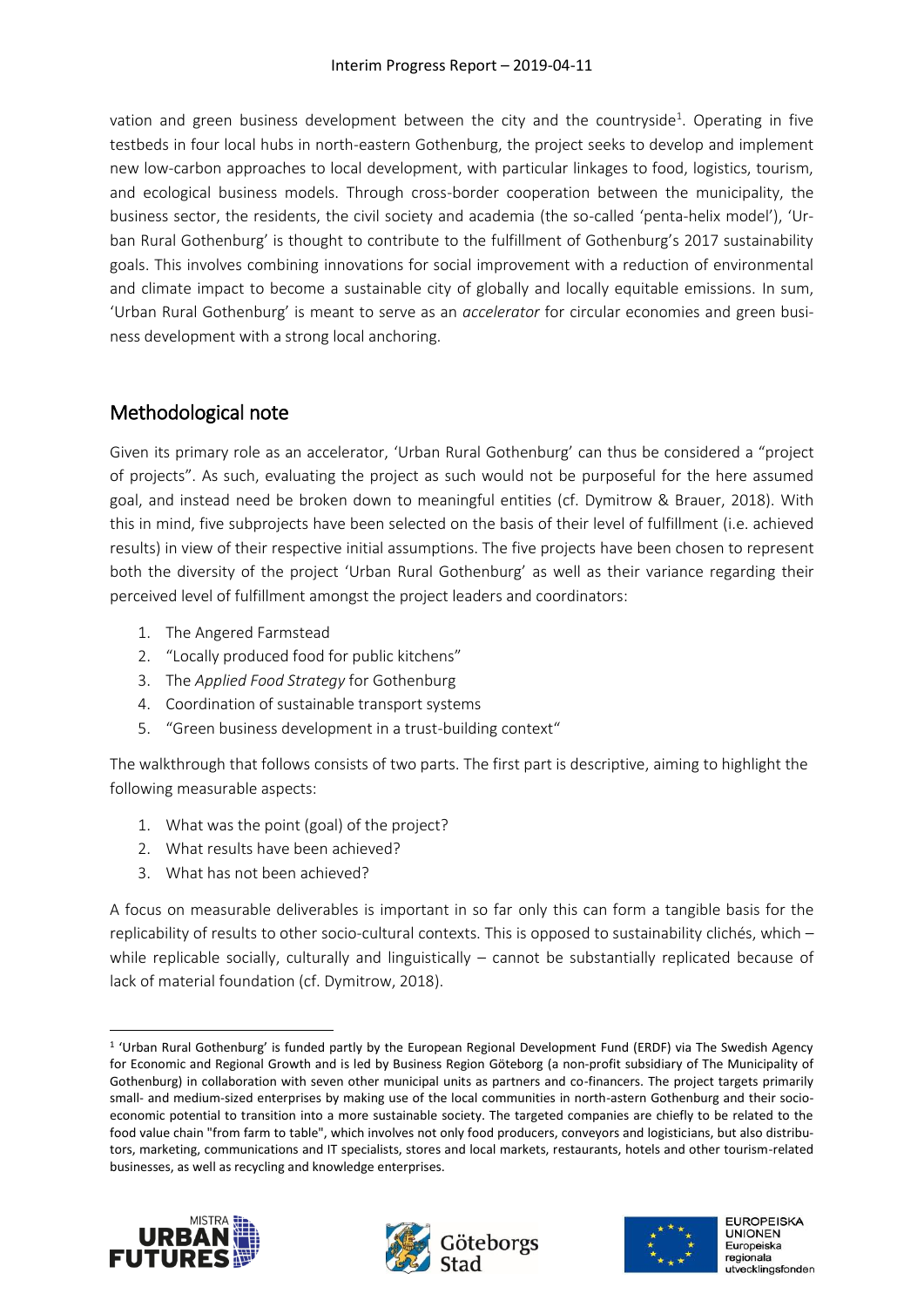vation and green business development between the city and the countryside[1]. Operating in five testbeds in four local hubs in north-eastern Gothenburg, the project seeks to develop and implement new low-carbon approaches to local development, with particular linkages to food, logistics, tourism, and ecological business models. Through cross-border cooperation between the municipality, the business sector, the residents, the civil society and academia (the so-called 'penta-helix model'), 'Urban Rural Gothenburg' is thought to contribute to the fulfillment of Gothenburg's 2017 sustainability goals. This involves combining innovations for social improvement with a reduction of environmental and climate impact to become a sustainable city of globally and locally equitable emissions. In sum, 'Urban Rural Gothenburg' is meant to serve as an *accelerator* for circular economies and green business development with a strong local anchoring.

## Methodological note

Given its primary role as an accelerator, 'Urban Rural Gothenburg' can thus be considered a "project of projects". As such, evaluating the project as such would not be purposeful for the here assumed goal, and instead need be broken down to meaningful entities (cf. Dymitrow & Brauer, 2018). With this in mind, five subprojects have been selected on the basis of their level of fulfillment (i.e. achieved results) in view of their respective initial assumptions. The five projects have been chosen to represent both the diversity of the project 'Urban Rural Gothenburg' as well as their variance regarding their perceived level of fulfillment amongst the project leaders and coordinators:

1. The Angered Farmstead
2. "Locally produced food for public kitchens"
3. The *Applied Food Strategy* for Gothenburg
4. Coordination of sustainable transport systems
5. "Green business development in a trust-building context"

The walkthrough that follows consists of two parts. The first part is descriptive, aiming to highlight the following measurable aspects:

1. What was the point (goal) of the project?
2. What results have been achieved?
3. What has not been achieved?

A focus on measurable deliverables is important in so far only this can form a tangible basis for the replicability of results to other socio-cultural contexts. This is opposed to sustainability clichés, which – while replicable socially, culturally and linguistically – cannot be substantially replicated because of lack of material foundation (cf. Dymitrow, 2018).

[1] 'Urban Rural Gothenburg' is funded partly by the European Regional Development Fund (ERDF) via The Swedish Agency for Economic and Regional Growth and is led by Business Region Göteborg (a non-profit subsidiary of The Municipality of Gothenburg) in collaboration with seven other municipal units as partners and co-financers. The project targets primarily small- and medium-sized enterprises by making use of the local communities in north-astern Gothenburg and their socio-economic potential to transition into a more sustainable society. The targeted companies are chiefly to be related to the food value chain "from farm to table", which involves not only food producers, conveyors and logisticians, but also distributors, marketing, communications and IT specialists, stores and local markets, restaurants, hotels and other tourism-related businesses, as well as recycling and knowledge enterprises.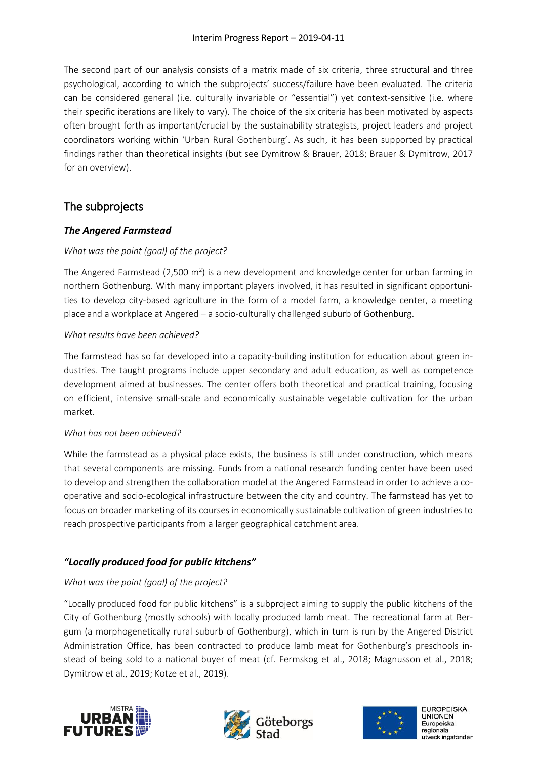The second part of our analysis consists of a matrix made of six criteria, three structural and three psychological, according to which the subprojects' success/failure have been evaluated. The criteria can be considered general (i.e. culturally invariable or "essential") yet context-sensitive (i.e. where their specific iterations are likely to vary). The choice of the six criteria has been motivated by aspects often brought forth as important/crucial by the sustainability strategists, project leaders and project coordinators working within 'Urban Rural Gothenburg'. As such, it has been supported by practical findings rather than theoretical insights (but see Dymitrow & Brauer, 2018; Brauer & Dymitrow, 2017 for an overview).

## The subprojects

### *The Angered Farmstead*

*What was the point (goal) of the project?*

The Angered Farmstead (2,500 m$^2$) is a new development and knowledge center for urban farming in northern Gothenburg. With many important players involved, it has resulted in significant opportunities to develop city-based agriculture in the form of a model farm, a knowledge center, a meeting place and a workplace at Angered – a socio-culturally challenged suburb of Gothenburg.

*What results have been achieved?*

The farmstead has so far developed into a capacity-building institution for education about green industries. The taught programs include upper secondary and adult education, as well as competence development aimed at businesses. The center offers both theoretical and practical training, focusing on efficient, intensive small-scale and economically sustainable vegetable cultivation for the urban market.

*What has not been achieved?*

While the farmstead as a physical place exists, the business is still under construction, which means that several components are missing. Funds from a national research funding center have been used to develop and strengthen the collaboration model at the Angered Farmstead in order to achieve a cooperative and socio-ecological infrastructure between the city and country. The farmstead has yet to focus on broader marketing of its courses in economically sustainable cultivation of green industries to reach prospective participants from a larger geographical catchment area.

### *"Locally produced food for public kitchens"*

*What was the point (goal) of the project?*

"Locally produced food for public kitchens" is a subproject aiming to supply the public kitchens of the City of Gothenburg (mostly schools) with locally produced lamb meat. The recreational farm at Bergum (a morphogenetically rural suburb of Gothenburg), which in turn is run by the Angered District Administration Office, has been contracted to produce lamb meat for Gothenburg's preschools instead of being sold to a national buyer of meat (cf. Fermskog et al., 2018; Magnusson et al., 2018; Dymitrow et al., 2019; Kotze et al., 2019).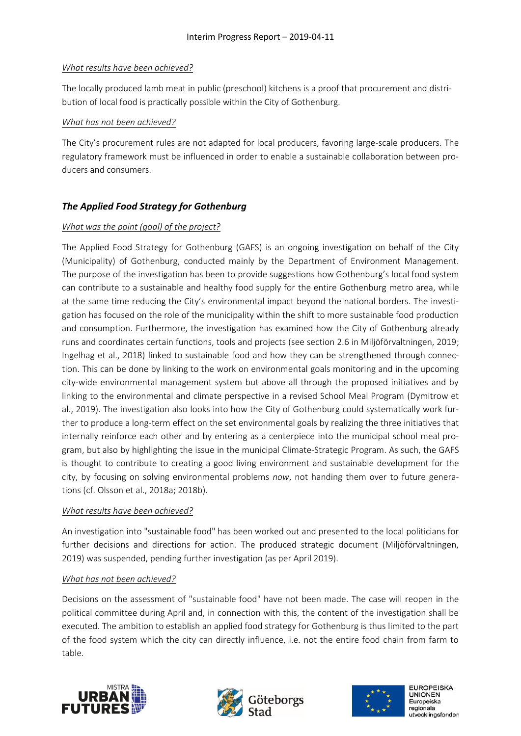*What results have been achieved?*

The locally produced lamb meat in public (preschool) kitchens is a proof that procurement and distribution of local food is practically possible within the City of Gothenburg.

*What has not been achieved?*

The City's procurement rules are not adapted for local producers, favoring large-scale producers. The regulatory framework must be influenced in order to enable a sustainable collaboration between producers and consumers.

### *The Applied Food Strategy for Gothenburg*

*What was the point (goal) of the project?*

The Applied Food Strategy for Gothenburg (GAFS) is an ongoing investigation on behalf of the City (Municipality) of Gothenburg, conducted mainly by the Department of Environment Management. The purpose of the investigation has been to provide suggestions how Gothenburg's local food system can contribute to a sustainable and healthy food supply for the entire Gothenburg metro area, while at the same time reducing the City's environmental impact beyond the national borders. The investigation has focused on the role of the municipality within the shift to more sustainable food production and consumption. Furthermore, the investigation has examined how the City of Gothenburg already runs and coordinates certain functions, tools and projects (see section 2.6 in Miljöförvaltningen, 2019; Ingelhag et al., 2018) linked to sustainable food and how they can be strengthened through connection. This can be done by linking to the work on environmental goals monitoring and in the upcoming city-wide environmental management system but above all through the proposed initiatives and by linking to the environmental and climate perspective in a revised School Meal Program (Dymitrow et al., 2019). The investigation also looks into how the City of Gothenburg could systematically work further to produce a long-term effect on the set environmental goals by realizing the three initiatives that internally reinforce each other and by entering as a centerpiece into the municipal school meal program, but also by highlighting the issue in the municipal Climate-Strategic Program. As such, the GAFS is thought to contribute to creating a good living environment and sustainable development for the city, by focusing on solving environmental problems *now*, not handing them over to future generations (cf. Olsson et al., 2018a; 2018b).

*What results have been achieved?*

An investigation into "sustainable food" has been worked out and presented to the local politicians for further decisions and directions for action. The produced strategic document (Miljöförvaltningen, 2019) was suspended, pending further investigation (as per April 2019).

*What has not been achieved?*

Decisions on the assessment of "sustainable food" have not been made. The case will reopen in the political committee during April and, in connection with this, the content of the investigation shall be executed. The ambition to establish an applied food strategy for Gothenburg is thus limited to the part of the food system which the city can directly influence, i.e. not the entire food chain from farm to table.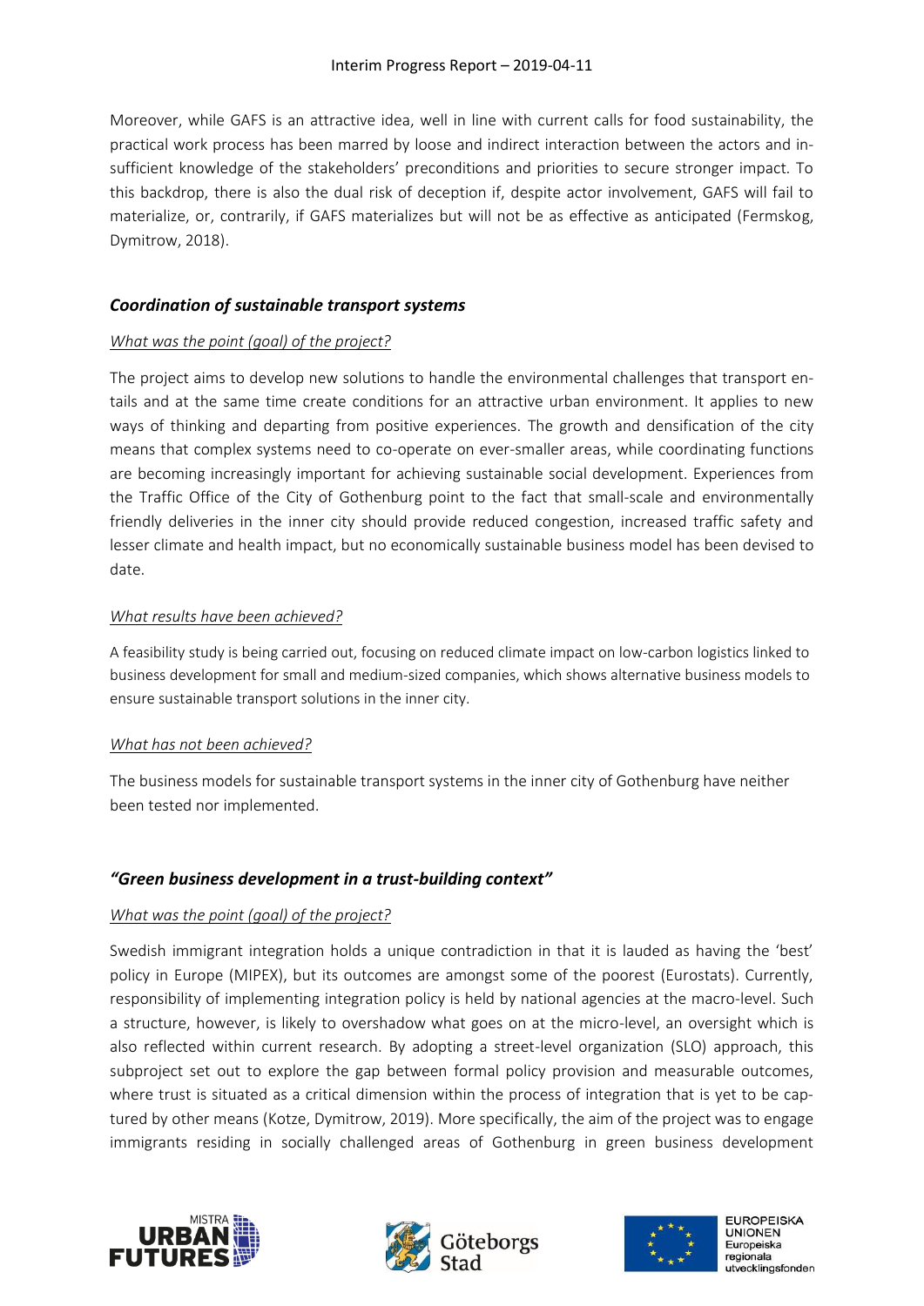Moreover, while GAFS is an attractive idea, well in line with current calls for food sustainability, the practical work process has been marred by loose and indirect interaction between the actors and insufficient knowledge of the stakeholders' preconditions and priorities to secure stronger impact. To this backdrop, there is also the dual risk of deception if, despite actor involvement, GAFS will fail to materialize, or, contrarily, if GAFS materializes but will not be as effective as anticipated (Fermskog, Dymitrow, 2018).

### *Coordination of sustainable transport systems*

*What was the point (goal) of the project?*

The project aims to develop new solutions to handle the environmental challenges that transport entails and at the same time create conditions for an attractive urban environment. It applies to new ways of thinking and departing from positive experiences. The growth and densification of the city means that complex systems need to co-operate on ever-smaller areas, while coordinating functions are becoming increasingly important for achieving sustainable social development. Experiences from the Traffic Office of the City of Gothenburg point to the fact that small-scale and environmentally friendly deliveries in the inner city should provide reduced congestion, increased traffic safety and lesser climate and health impact, but no economically sustainable business model has been devised to date.

*What results have been achieved?*

A feasibility study is being carried out, focusing on reduced climate impact on low-carbon logistics linked to business development for small and medium-sized companies, which shows alternative business models to ensure sustainable transport solutions in the inner city.

*What has not been achieved?*

The business models for sustainable transport systems in the inner city of Gothenburg have neither been tested nor implemented.

### *"Green business development in a trust-building context"*

*What was the point (goal) of the project?*

Swedish immigrant integration holds a unique contradiction in that it is lauded as having the 'best' policy in Europe (MIPEX), but its outcomes are amongst some of the poorest (Eurostats). Currently, responsibility of implementing integration policy is held by national agencies at the macro-level. Such a structure, however, is likely to overshadow what goes on at the micro-level, an oversight which is also reflected within current research. By adopting a street-level organization (SLO) approach, this subproject set out to explore the gap between formal policy provision and measurable outcomes, where trust is situated as a critical dimension within the process of integration that is yet to be captured by other means (Kotze, Dymitrow, 2019). More specifically, the aim of the project was to engage immigrants residing in socially challenged areas of Gothenburg in green business development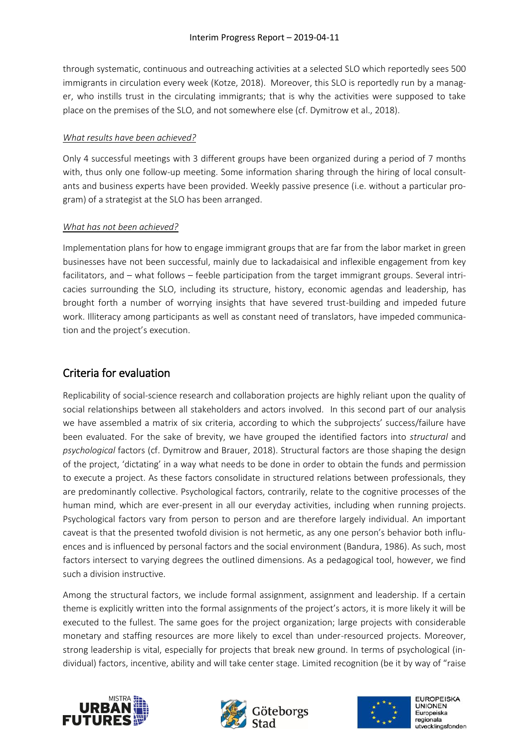through systematic, continuous and outreaching activities at a selected SLO which reportedly sees 500 immigrants in circulation every week (Kotze, 2018). Moreover, this SLO is reportedly run by a manager, who instills trust in the circulating immigrants; that is why the activities were supposed to take place on the premises of the SLO, and not somewhere else (cf. Dymitrow et al., 2018).

*What results have been achieved?*

Only 4 successful meetings with 3 different groups have been organized during a period of 7 months with, thus only one follow-up meeting. Some information sharing through the hiring of local consultants and business experts have been provided. Weekly passive presence (i.e. without a particular program) of a strategist at the SLO has been arranged.

*What has not been achieved?*

Implementation plans for how to engage immigrant groups that are far from the labor market in green businesses have not been successful, mainly due to lackadaisical and inflexible engagement from key facilitators, and – what follows – feeble participation from the target immigrant groups. Several intricacies surrounding the SLO, including its structure, history, economic agendas and leadership, has brought forth a number of worrying insights that have severed trust-building and impeded future work. Illiteracy among participants as well as constant need of translators, have impeded communication and the project's execution.

## Criteria for evaluation

Replicability of social-science research and collaboration projects are highly reliant upon the quality of social relationships between all stakeholders and actors involved. In this second part of our analysis we have assembled a matrix of six criteria, according to which the subprojects' success/failure have been evaluated. For the sake of brevity, we have grouped the identified factors into *structural* and *psychological* factors (cf. Dymitrow and Brauer, 2018). Structural factors are those shaping the design of the project, 'dictating' in a way what needs to be done in order to obtain the funds and permission to execute a project. As these factors consolidate in structured relations between professionals, they are predominantly collective. Psychological factors, contrarily, relate to the cognitive processes of the human mind, which are ever-present in all our everyday activities, including when running projects. Psychological factors vary from person to person and are therefore largely individual. An important caveat is that the presented twofold division is not hermetic, as any one person's behavior both influences and is influenced by personal factors and the social environment (Bandura, 1986). As such, most factors intersect to varying degrees the outlined dimensions. As a pedagogical tool, however, we find such a division instructive.

Among the structural factors, we include formal assignment, assignment and leadership. If a certain theme is explicitly written into the formal assignments of the project's actors, it is more likely it will be executed to the fullest. The same goes for the project organization; large projects with considerable monetary and staffing resources are more likely to excel than under-resourced projects. Moreover, strong leadership is vital, especially for projects that break new ground. In terms of psychological (individual) factors, incentive, ability and will take center stage. Limited recognition (be it by way of "raise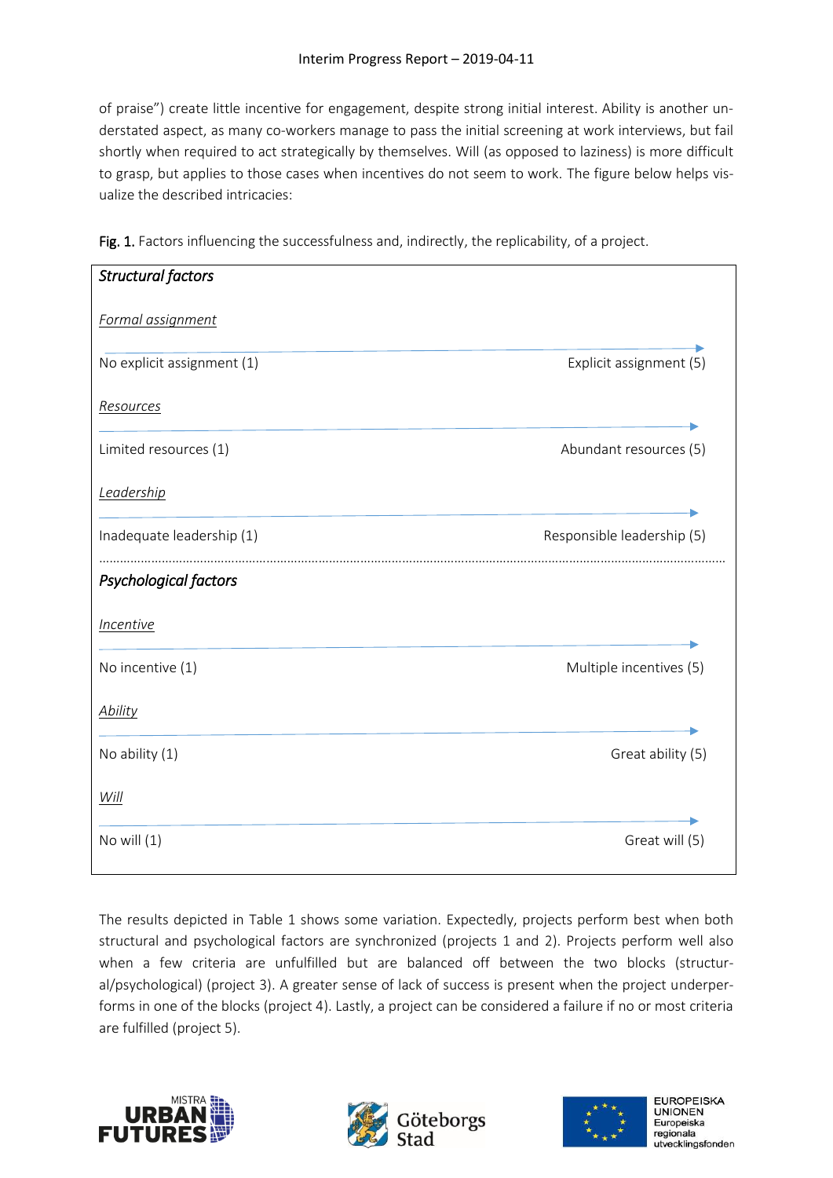of praise") create little incentive for engagement, despite strong initial interest. Ability is another understated aspect, as many co-workers manage to pass the initial screening at work interviews, but fail shortly when required to act strategically by themselves. Will (as opposed to laziness) is more difficult to grasp, but applies to those cases when incentives do not seem to work. The figure below helps visualize the described intricacies:

**Fig. 1.** Factors influencing the successfulness and, indirectly, the replicability, of a project.

***Structural factors***

*Formal assignment*

| No explicit assignment (1) → | Explicit assignment (5) |
|---|---|

*Resources*

| Limited resources (1) → | Abundant resources (5) |
|---|---|

*Leadership*

| Inadequate leadership (1) → | Responsible leadership (5) |
|---|---|

***Psychological factors***

*Incentive*

| No incentive (1) → | Multiple incentives (5) |
|---|---|

*Ability*

| No ability (1) → | Great ability (5) |
|---|---|

*Will*

| No will (1) → | Great will (5) |
|---|---|

The results depicted in Table 1 shows some variation. Expectedly, projects perform best when both structural and psychological factors are synchronized (projects 1 and 2). Projects perform well also when a few criteria are unfulfilled but are balanced off between the two blocks (structural/psychological) (project 3). A greater sense of lack of success is present when the project underperforms in one of the blocks (project 4). Lastly, a project can be considered a failure if no or most criteria are fulfilled (project 5).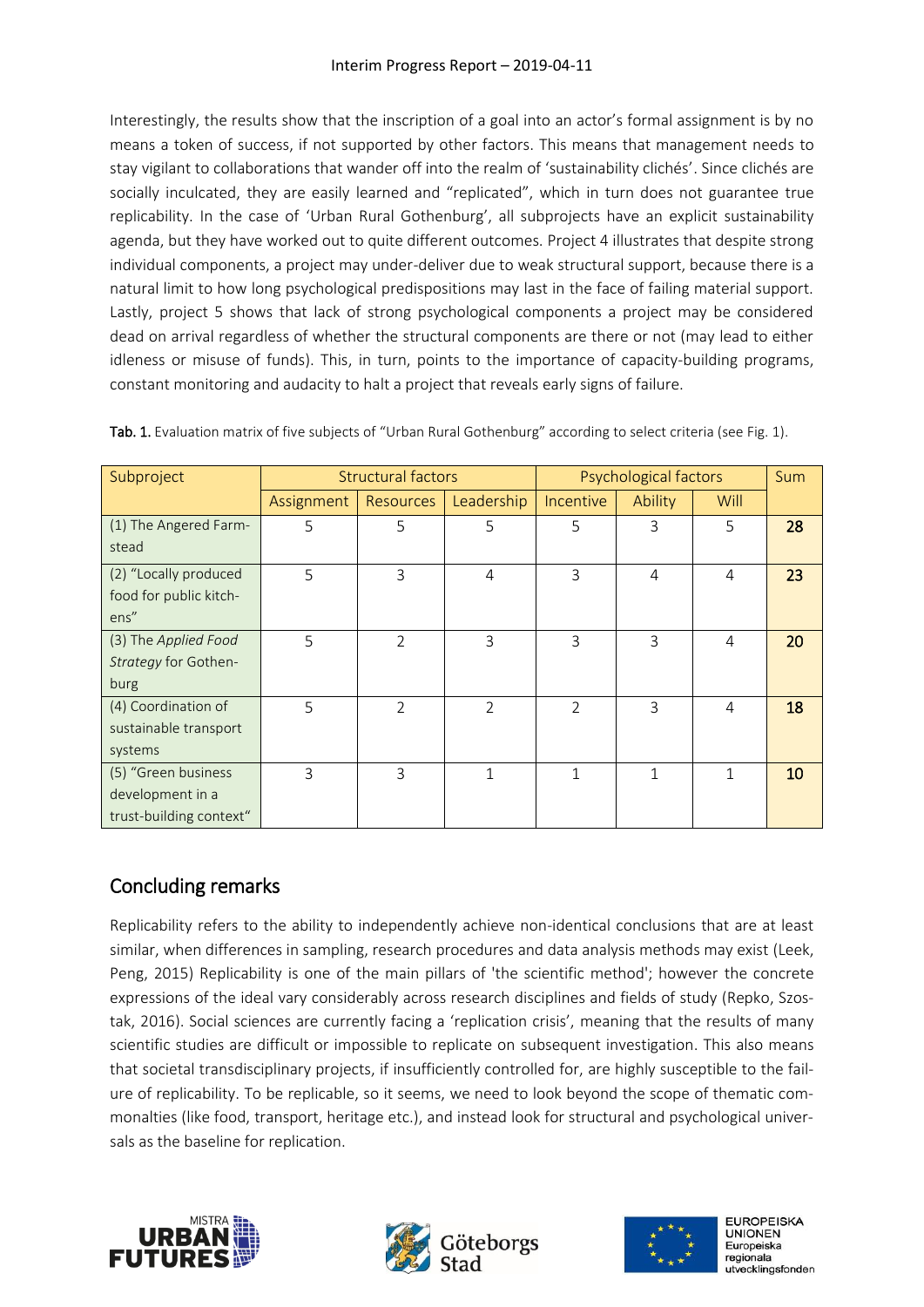Interestingly, the results show that the inscription of a goal into an actor's formal assignment is by no means a token of success, if not supported by other factors. This means that management needs to stay vigilant to collaborations that wander off into the realm of 'sustainability clichés'. Since clichés are socially inculcated, they are easily learned and "replicated", which in turn does not guarantee true replicability. In the case of 'Urban Rural Gothenburg', all subprojects have an explicit sustainability agenda, but they have worked out to quite different outcomes. Project 4 illustrates that despite strong individual components, a project may under-deliver due to weak structural support, because there is a natural limit to how long psychological predispositions may last in the face of failing material support. Lastly, project 5 shows that lack of strong psychological components a project may be considered dead on arrival regardless of whether the structural components are there or not (may lead to either idleness or misuse of funds). This, in turn, points to the importance of capacity-building programs, constant monitoring and audacity to halt a project that reveals early signs of failure.

**Tab. 1.** Evaluation matrix of five subjects of "Urban Rural Gothenburg" according to select criteria (see Fig. 1).

| Subproject | Structural factors | | | Psychological factors | | | Sum |
|---|---|---|---|---|---|---|---|
| | Assignment | Resources | Leadership | Incentive | Ability | Will | |
| (1) The Angered Farm-stead | 5 | 5 | 5 | 5 | 3 | 5 | **28** |
| (2) "Locally produced food for public kitch-ens" | 5 | 3 | 4 | 3 | 4 | 4 | **23** |
| (3) The *Applied Food Strategy* for Gothen-burg | 5 | 2 | 3 | 3 | 3 | 4 | **20** |
| (4) Coordination of sustainable transport systems | 5 | 2 | 2 | 2 | 3 | 4 | **18** |
| (5) "Green business development in a trust-building context" | 3 | 3 | 1 | 1 | 1 | 1 | **10** |

## Concluding remarks

Replicability refers to the ability to independently achieve non-identical conclusions that are at least similar, when differences in sampling, research procedures and data analysis methods may exist (Leek, Peng, 2015) Replicability is one of the main pillars of 'the scientific method'; however the concrete expressions of the ideal vary considerably across research disciplines and fields of study (Repko, Szostak, 2016). Social sciences are currently facing a 'replication crisis', meaning that the results of many scientific studies are difficult or impossible to replicate on subsequent investigation. This also means that societal transdisciplinary projects, if insufficiently controlled for, are highly susceptible to the failure of replicability. To be replicable, so it seems, we need to look beyond the scope of thematic commonalties (like food, transport, heritage etc.), and instead look for structural and psychological universals as the baseline for replication.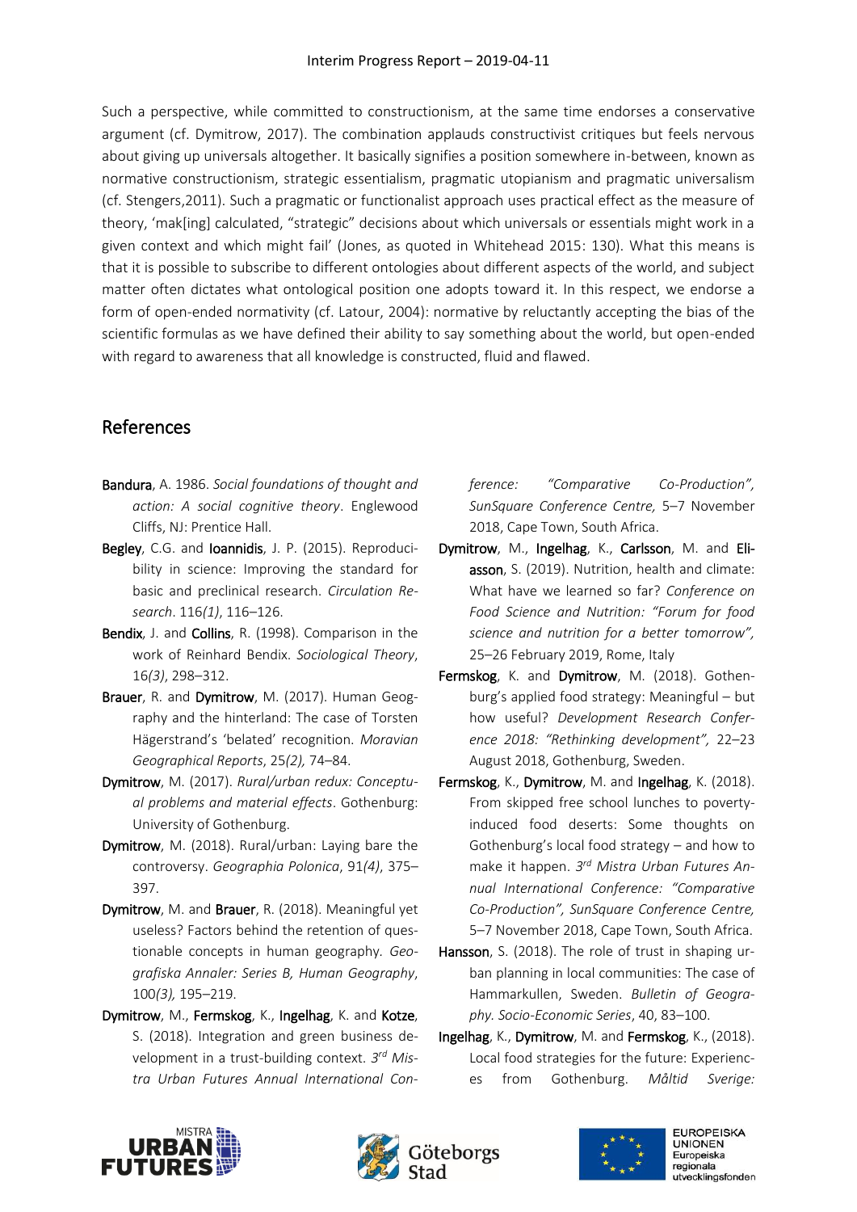Such a perspective, while committed to constructionism, at the same time endorses a conservative argument (cf. Dymitrow, 2017). The combination applauds constructivist critiques but feels nervous about giving up universals altogether. It basically signifies a position somewhere in-between, known as normative constructionism, strategic essentialism, pragmatic utopianism and pragmatic universalism (cf. Stengers,2011). Such a pragmatic or functionalist approach uses practical effect as the measure of theory, 'mak[ing] calculated, "strategic" decisions about which universals or essentials might work in a given context and which might fail' (Jones, as quoted in Whitehead 2015: 130). What this means is that it is possible to subscribe to different ontologies about different aspects of the world, and subject matter often dictates what ontological position one adopts toward it. In this respect, we endorse a form of open-ended normativity (cf. Latour, 2004): normative by reluctantly accepting the bias of the scientific formulas as we have defined their ability to say something about the world, but open-ended with regard to awareness that all knowledge is constructed, fluid and flawed.

## References

**Bandura**, A. 1986. *Social foundations of thought and action: A social cognitive theory*. Englewood Cliffs, NJ: Prentice Hall.

**Begley**, C.G. and **Ioannidis**, J. P. (2015). Reproducibility in science: Improving the standard for basic and preclinical research. *Circulation Research*. 116*(1)*, 116–126.

**Bendix**, J. and **Collins**, R. (1998). Comparison in the work of Reinhard Bendix. *Sociological Theory*, 16*(3)*, 298–312.

**Brauer**, R. and **Dymitrow**, M. (2017). Human Geography and the hinterland: The case of Torsten Hägerstrand's 'belated' recognition. *Moravian Geographical Reports*, 25*(2)*, 74–84.

**Dymitrow**, M. (2017). *Rural/urban redux: Conceptual problems and material effects*. Gothenburg: University of Gothenburg.

**Dymitrow**, M. (2018). Rural/urban: Laying bare the controversy. *Geographia Polonica*, 91*(4)*, 375–397.

**Dymitrow**, M. and **Brauer**, R. (2018). Meaningful yet useless? Factors behind the retention of questionable concepts in human geography. *Geografiska Annaler: Series B, Human Geography*, 100*(3)*, 195–219.

**Dymitrow**, M., **Fermskog**, K., **Ingelhag**, K. and **Kotze**, S. (2018). Integration and green business development in a trust-building context. *3rd Mistra Urban Futures Annual International Conference: "Comparative Co-Production", SunSquare Conference Centre,* 5–7 November 2018, Cape Town, South Africa.

**Dymitrow**, M., **Ingelhag**, K., **Carlsson**, M. and **Eliasson**, S. (2019). Nutrition, health and climate: What have we learned so far? *Conference on Food Science and Nutrition: "Forum for food science and nutrition for a better tomorrow",* 25–26 February 2019, Rome, Italy

**Fermskog**, K. and **Dymitrow**, M. (2018). Gothenburg's applied food strategy: Meaningful – but how useful? *Development Research Conference 2018: "Rethinking development",* 22–23 August 2018, Gothenburg, Sweden.

**Fermskog**, K., **Dymitrow**, M. and **Ingelhag**, K. (2018). From skipped free school lunches to poverty-induced food deserts: Some thoughts on Gothenburg's local food strategy – and how to make it happen. *3rd Mistra Urban Futures Annual International Conference: "Comparative Co-Production", SunSquare Conference Centre,* 5–7 November 2018, Cape Town, South Africa.

**Hansson**, S. (2018). The role of trust in shaping urban planning in local communities: The case of Hammarkullen, Sweden. *Bulletin of Geography. Socio-Economic Series*, 40, 83–100.

**Ingelhag**, K., **Dymitrow**, M. and **Fermskog**, K., (2018). Local food strategies for the future: Experiences from Gothenburg. *Måltid Sverige:*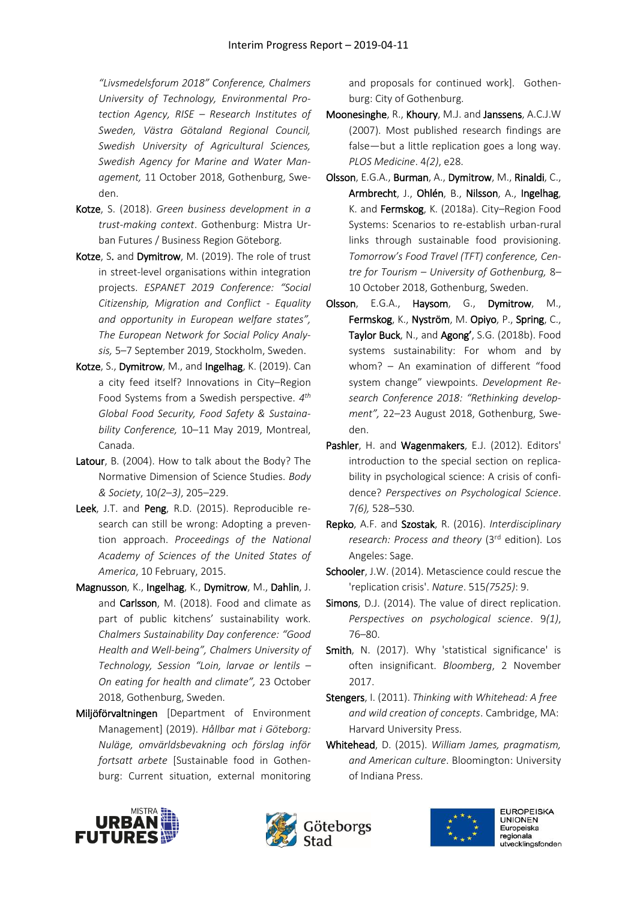*"Livsmedelsforum 2018" Conference, Chalmers University of Technology, Environmental Protection Agency, RISE – Research Institutes of Sweden, Västra Götaland Regional Council, Swedish University of Agricultural Sciences, Swedish Agency for Marine and Water Management,* 11 October 2018, Gothenburg, Sweden.

**Kotze**, S. (2018). *Green business development in a trust-making context*. Gothenburg: Mistra Urban Futures / Business Region Göteborg.

**Kotze**, S. and **Dymitrow**, M. (2019). The role of trust in street-level organisations within integration projects. *ESPANET 2019 Conference: "Social Citizenship, Migration and Conflict - Equality and opportunity in European welfare states", The European Network for Social Policy Analysis,* 5–7 September 2019, Stockholm, Sweden.

**Kotze**, S., **Dymitrow**, M., and **Ingelhag**, K. (2019). Can a city feed itself? Innovations in City–Region Food Systems from a Swedish perspective. *4th Global Food Security, Food Safety & Sustainability Conference,* 10–11 May 2019, Montreal, Canada.

**Latour**, B. (2004). How to talk about the Body? The Normative Dimension of Science Studies. *Body & Society*, 10*(2–3)*, 205–229.

**Leek**, J.T. and **Peng**, R.D. (2015). Reproducible research can still be wrong: Adopting a prevention approach. *Proceedings of the National Academy of Sciences of the United States of America*, 10 February, 2015.

**Magnusson**, K., **Ingelhag**, K., **Dymitrow**, M., **Dahlin**, J. and **Carlsson**, M. (2018). Food and climate as part of public kitchens' sustainability work. *Chalmers Sustainability Day conference: "Good Health and Well-being", Chalmers University of Technology, Session "Loin, larvae or lentils – On eating for health and climate",* 23 October 2018, Gothenburg, Sweden.

**Miljöförvaltningen** [Department of Environment Management] (2019). *Hållbar mat i Göteborg: Nuläge, omvärldsbevakning och förslag inför fortsatt arbete* [Sustainable food in Gothenburg: Current situation, external monitoring and proposals for continued work]. Gothenburg: City of Gothenburg.

**Moonesinghe**, R., **Khoury**, M.J. and **Janssens**, A.C.J.W (2007). Most published research findings are false—but a little replication goes a long way. *PLOS Medicine*. 4*(2)*, e28.

**Olsson**, E.G.A., **Burman**, A., **Dymitrow**, M., **Rinaldi**, C., **Armbrecht**, J., **Ohlén**, B., **Nilsson**, A., **Ingelhag**, K. and **Fermskog**, K. (2018a). City–Region Food Systems: Scenarios to re-establish urban-rural links through sustainable food provisioning. *Tomorrow's Food Travel (TFT) conference, Centre for Tourism – University of Gothenburg,* 8–10 October 2018, Gothenburg, Sweden.

**Olsson**, E.G.A., **Haysom**, G., **Dymitrow**, M., **Fermskog**, K., **Nyström**, M. **Opiyo**, P., **Spring**, C., **Taylor Buck**, N., and **Agong'**, S.G. (2018b). Food systems sustainability: For whom and by whom? – An examination of different "food system change" viewpoints. *Development Research Conference 2018: "Rethinking development",* 22–23 August 2018, Gothenburg, Sweden.

**Pashler**, H. and **Wagenmakers**, E.J. (2012). Editors' introduction to the special section on replicability in psychological science: A crisis of confidence? *Perspectives on Psychological Science*. 7*(6),* 528–530.

**Repko**, A.F. and **Szostak**, R. (2016). *Interdisciplinary research: Process and theory* (3rd edition). Los Angeles: Sage.

**Schooler**, J.W. (2014). Metascience could rescue the 'replication crisis'. *Nature*. 515*(7525)*: 9.

**Simons**, D.J. (2014). The value of direct replication. *Perspectives on psychological science*. 9*(1)*, 76–80.

**Smith**, N. (2017). Why 'statistical significance' is often insignificant. *Bloomberg*, 2 November 2017.

**Stengers**, I. (2011). *Thinking with Whitehead: A free and wild creation of concepts*. Cambridge, MA: Harvard University Press.

**Whitehead**, D. (2015). *William James, pragmatism, and American culture*. Bloomington: University of Indiana Press.